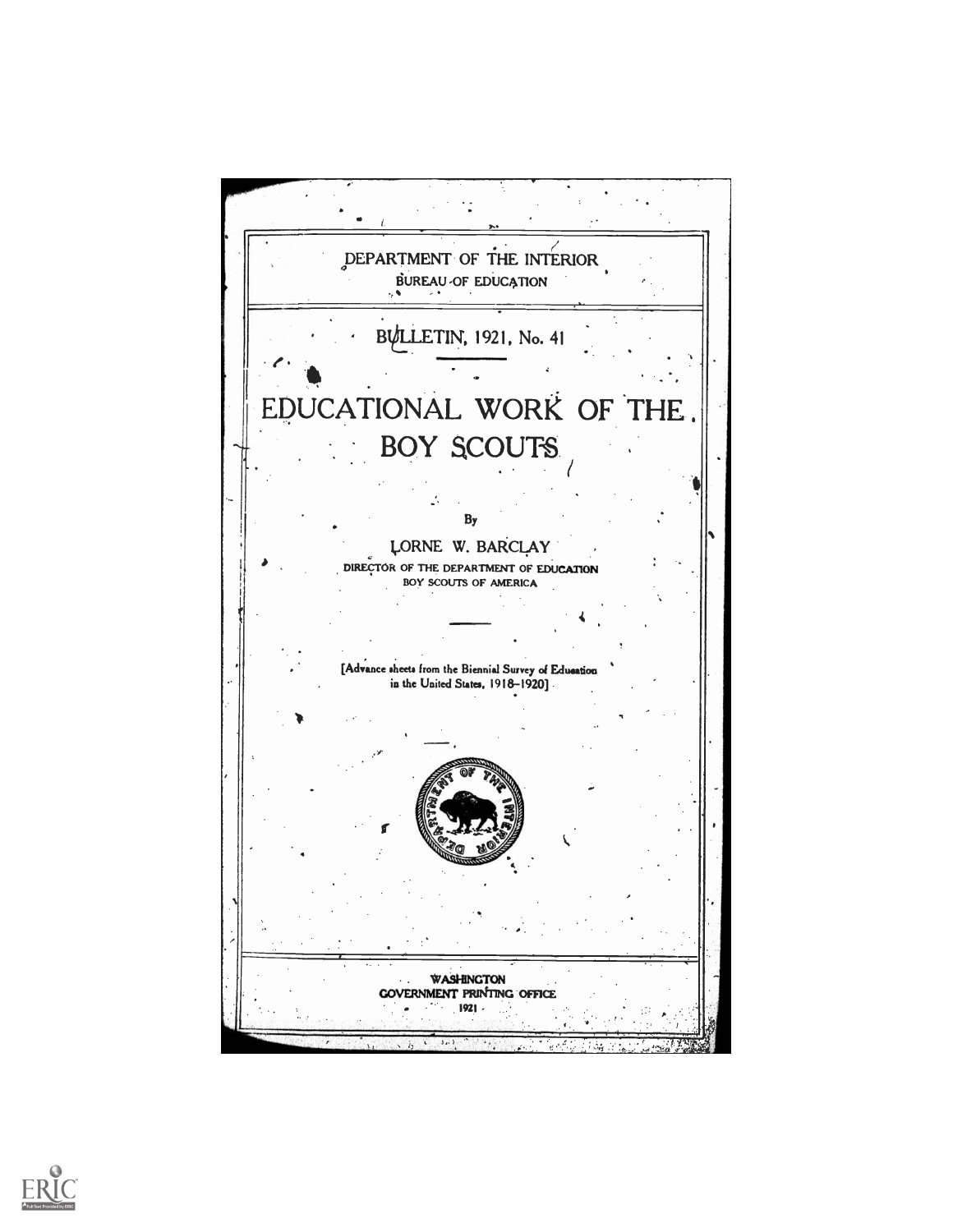DEPARTMENT OF THE INTERIOR
BUREAU OF EDUCATION

BULLETIN, 1921, No. 41

# EDUCATIONAL WORK OF THE BOY SCOUTS

By

LORNE W. BARCLAY

DIRECTOR OF THE DEPARTMENT OF EDUCATION
BOY SCOUTS OF AMERICA

[Advance sheets from the Biennial Survey of Education in the United States, 1918–1920]

WASHINGTON
GOVERNMENT PRINTING OFFICE
1921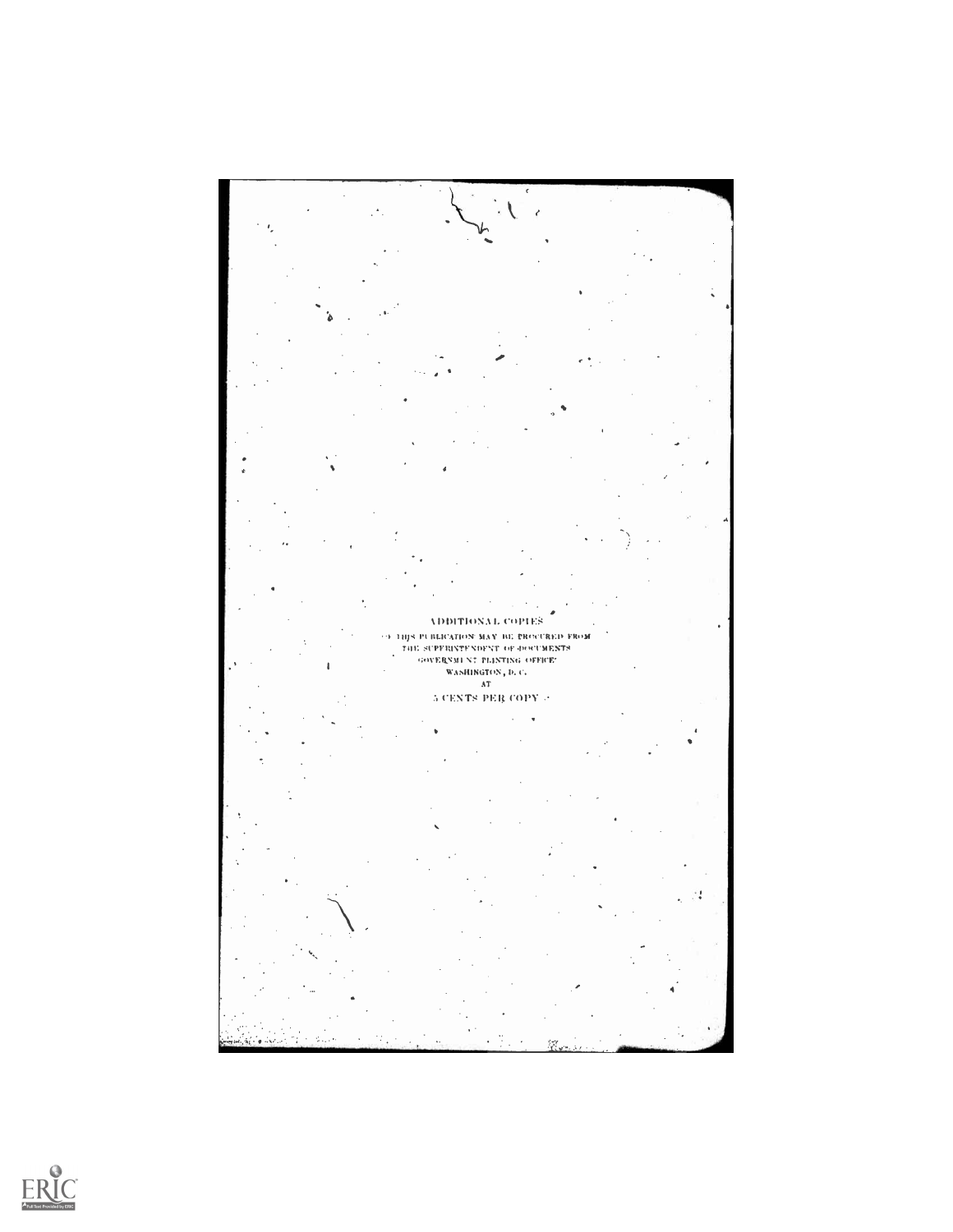ADDITIONAL COPIES

OF THIS PUBLICATION MAY BE PROCURED FROM
THE SUPERINTENDENT OF DOCUMENTS
GOVERNMENT PRINTING OFFICE
WASHINGTON, D. C.
AT
5 CENTS PER COPY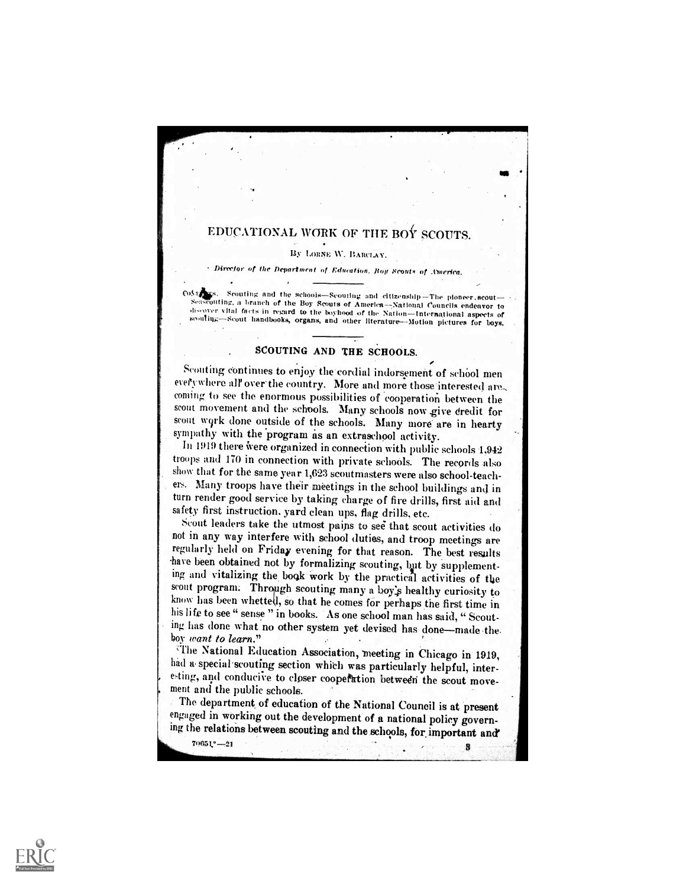# EDUCATIONAL WORK OF THE BOY SCOUTS.

By LORNE W. BARCLAY.

*Director of the Department of Education, Boy Scouts of America.*

CONTENTS. Scouting and the schools—Scouting and citizenship—The pioneer scout—Seascouting, a branch of the Boy Scouts of America—National Councils endeavor to discover vital facts in regard to the boyhood of the Nation—International aspects of scouting—Scout handbooks, organs, and other literature—Motion pictures for boys.

## SCOUTING AND THE SCHOOLS.

Scouting continues to enjoy the cordial indorsement of school men everywhere all over the country. More and more those interested are coming to see the enormous possibilities of cooperation between the scout movement and the schools. Many schools now give credit for scout work done outside of the schools. Many more are in hearty sympathy with the program as an extraschool activity.

In 1919 there were organized in connection with public schools 1,942 troops and 170 in connection with private schools. The records also show that for the same year 1,623 scoutmasters were also school-teachers. Many troops have their meetings in the school buildings and in turn render good service by taking charge of fire drills, first aid and safety first instruction, yard clean ups, flag drills, etc.

Scout leaders take the utmost pains to see that scout activities do not in any way interfere with school duties, and troop meetings are regularly held on Friday evening for that reason. The best results have been obtained not by formalizing scouting, but by supplementing and vitalizing the book work by the practical activities of the scout program. Through scouting many a boy's healthy curiosity to know has been whetted, so that he comes for perhaps the first time in his life to see "sense" in books. As one school man has said, "Scouting has done what no other system yet devised has done—made the boy *want to learn.*"

The National Education Association, meeting in Chicago in 1919, had a special scouting section which was particularly helpful, interesting, and conducive to closer cooperation between the scout movement and the public schools.

The department of education of the National Council is at present engaged in working out the development of a national policy governing the relations between scouting and the schools, for important and

70651°—21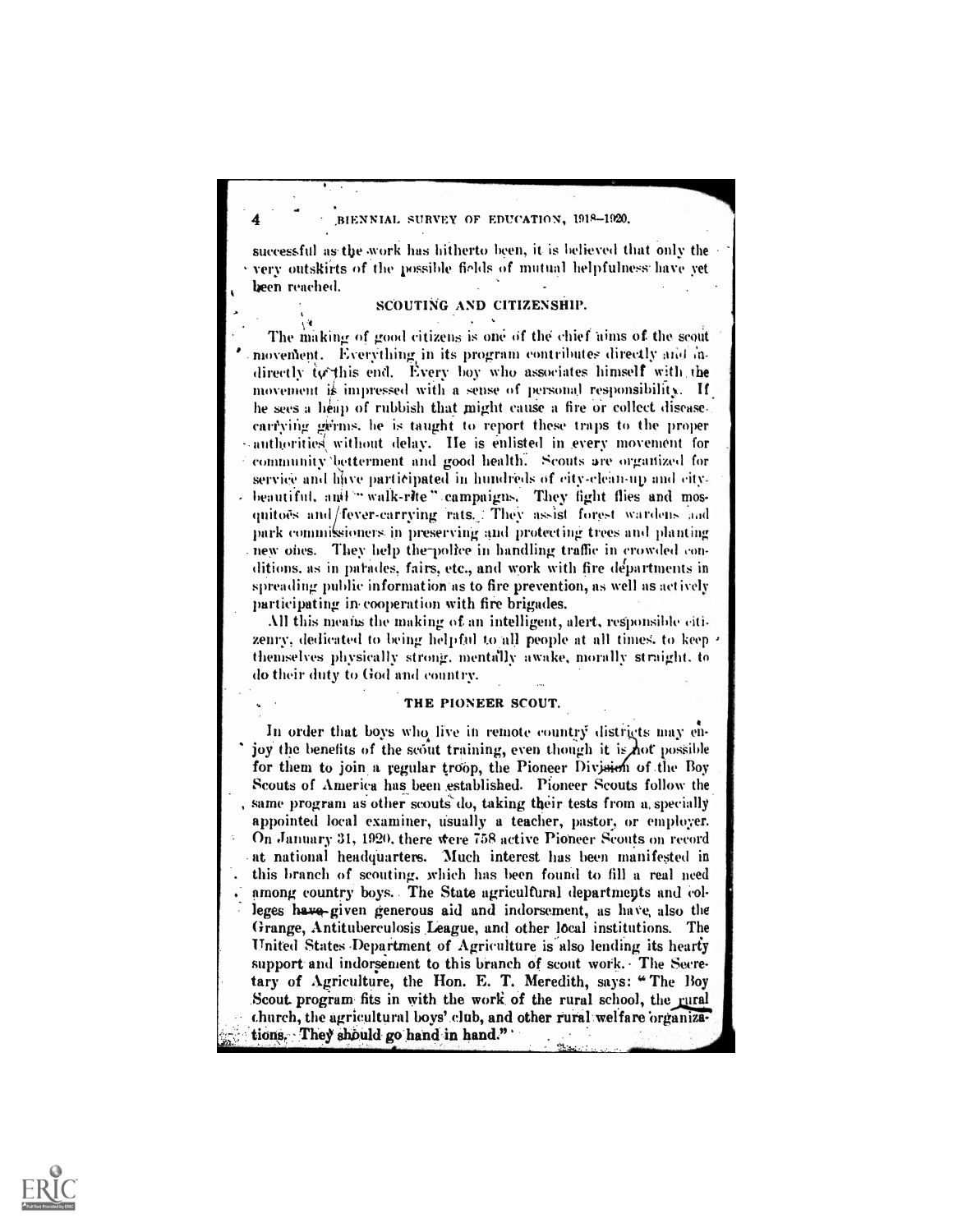successful as the work has hitherto been, it is believed that only the very outskirts of the possible fields of mutual helpfulness have yet been reached.

## SCOUTING AND CITIZENSHIP.

The making of good citizens is one of the chief aims of the scout movement. Everything in its program contributes directly and indirectly to this end. Every boy who associates himself with the movement is impressed with a sense of personal responsibility. If he sees a heap of rubbish that might cause a fire or collect disease-carrying germs, he is taught to report these traps to the proper authorities without delay. He is enlisted in every movement for community betterment and good health. Scouts are organized for service and have participated in hundreds of city-clean-up and city-beautiful, and "walk-rite" campaigns. They fight flies and mosquitoes and fever-carrying rats. They assist forest wardens and park commissioners in preserving and protecting trees and planting new ones. They help the police in handling traffic in crowded conditions, as in parades, fairs, etc., and work with fire departments in spreading public information as to fire prevention, as well as actively participating in cooperation with fire brigades.

All this means the making of an intelligent, alert, responsible citizenry, dedicated to being helpful to all people at all times, to keep themselves physically strong, mentally awake, morally straight, to do their duty to God and country.

## THE PIONEER SCOUT.

In order that boys who live in remote country districts may enjoy the benefits of the scout training, even though it is not possible for them to join a regular troop, the Pioneer Division of the Boy Scouts of America has been established. Pioneer Scouts follow the same program as other scouts do, taking their tests from a specially appointed local examiner, usually a teacher, pastor, or employer. On January 31, 1920, there were 758 active Pioneer Scouts on record at national headquarters. Much interest has been manifested in this branch of scouting, which has been found to fill a real need among country boys. The State agricultural departments and colleges have given generous aid and indorsement, as have also the Grange, Antituberculosis League, and other local institutions. The United States Department of Agriculture is also lending its hearty support and indorsement to this branch of scout work. The Secretary of Agriculture, the Hon. E. T. Meredith, says: "The Boy Scout program fits in with the work of the rural school, the rural church, the agricultural boys' club, and other rural welfare organizations. They should go hand in hand."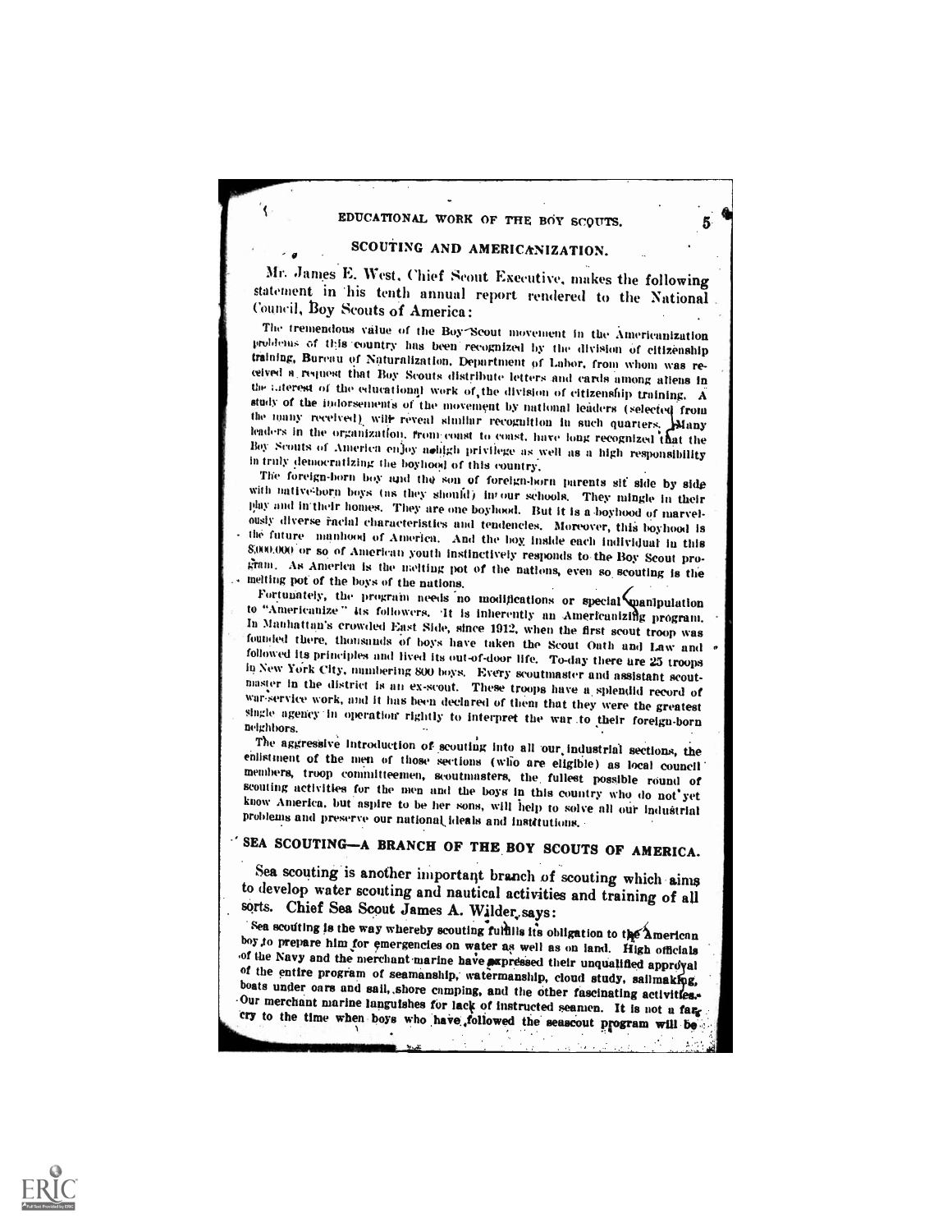## SCOUTING AND AMERICANIZATION.

Mr. James E. West, Chief Scout Executive, makes the following statement in his tenth annual report rendered to the National Council, Boy Scouts of America:

The tremendous value of the Boy Scout movement in the Americanization problems of this country has been recognized by the division of citizenship training, Bureau of Naturalization, Department of Labor, from whom was received a request that Boy Scouts distribute letters and cards among aliens in the interest of the educational work of the division of citizenship training. A study of the indorsements of the movement by national leaders (selected from the many received) will reveal similar recognition in such quarters. Many leaders in the organization, from coast to coast, have long recognized that the Boy Scouts of America enjoy a high privilege as well as a high responsibility in truly democratizing the boyhood of this country.

The foreign-born boy and the son of foreign-born parents sit side by side with native-born boys (as they should) in our schools. They mingle in their play and in their homes. They are one boyhood. But it is a boyhood of marvelously diverse racial characteristics and tendencies. Moreover, this boyhood is the future manhood of America. And the boy inside each individual in this 8,000,000 or so of American youth instinctively responds to the Boy Scout program. As America is the melting pot of the nations, even so scouting is the melting pot of the boys of the nations.

Fortunately, the program needs no modifications or special manipulation to "Americanize" its followers. It is inherently an Americanizing program. In Manhattan's crowded East Side, since 1912, when the first scout troop was founded there, thousands of boys have taken the Scout Oath and Law and followed its principles and lived its out-of-door life. To-day there are 25 troops in New York City, numbering 800 boys. Every scoutmaster and assistant scoutmaster in the district is an ex-scout. These troops have a splendid record of war-service work, and it has been declared of them that they were the greatest single agency in operation rightly to interpret the war to their foreign-born neighbors.

The aggressive introduction of scouting into all our industrial sections, the enlistment of the men of those sections (who are eligible) as local council members, troop committeemen, scoutmasters, the fullest possible round of scouting activities for the men and the boys in this country who do not yet know America, but aspire to be her sons, will help to solve all our industrial problems and preserve our national ideals and institutions.

## SEA SCOUTING—A BRANCH OF THE BOY SCOUTS OF AMERICA.

Sea scouting is another important branch of scouting which aims to develop water scouting and nautical activities and training of all sorts. Chief Sea Scout James A. Wilder says:

Sea scouting is the way whereby scouting fulfills its obligation to the American boy to prepare him for emergencies on water as well as on land. High officials of the Navy and the merchant marine have expressed their unqualified approval of the entire program of seamanship, watermanship, cloud study, sailmaking, boats under oars and sail, shore camping, and the other fascinating activities. Our merchant marine languishes for lack of instructed seamen. It is not a far cry to the time when boys who have followed the seascout program will be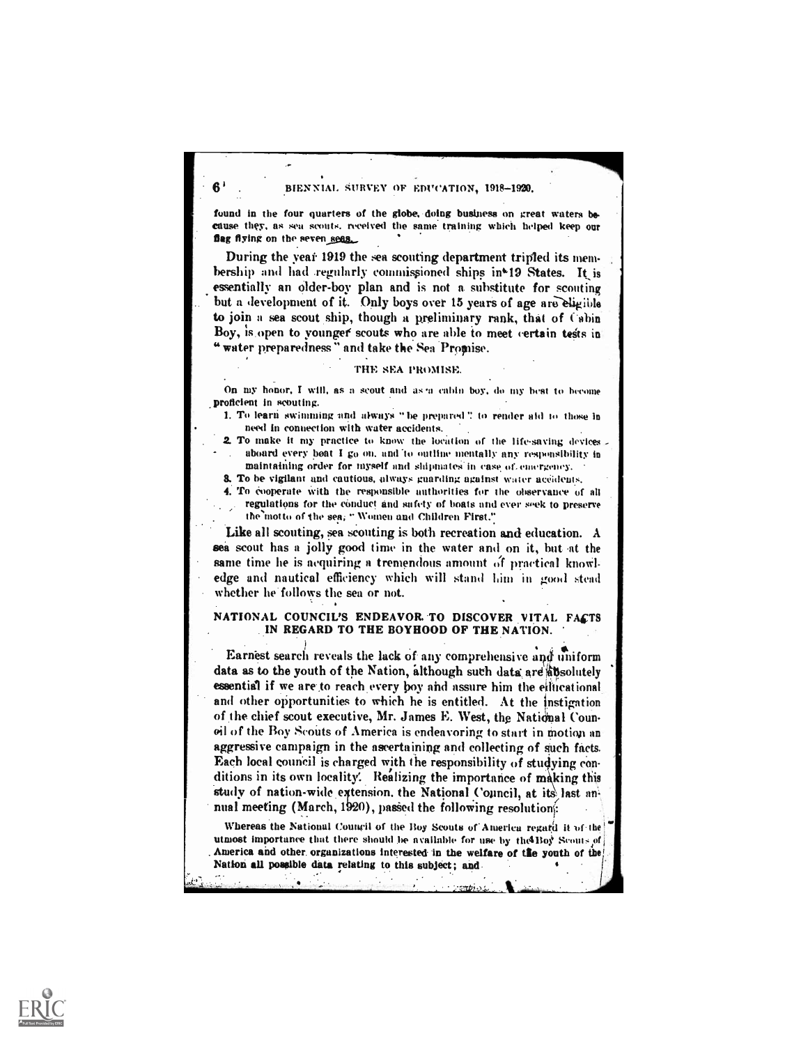found in the four quarters of the globe, doing business on great waters because they, as sea scouts, received the same training which helped keep our flag flying on the seven seas.

During the year 1919 the sea scouting department tripled its membership and had regularly commissioned ships in 19 States. It is essentially an older-boy plan and is not a substitute for scouting but a development of it. Only boys over 15 years of age are eligible to join a sea scout ship, though a preliminary rank, that of Cabin Boy, is open to younger scouts who are able to meet certain tests in "water preparedness" and take the Sea Promise.

### THE SEA PROMISE.

On my honor, I will, as a scout and as a cabin boy, do my best to become proficient in scouting.

1. To learn swimming and always "be prepared" to render aid to those in need in connection with water accidents.
2. To make it my practice to know the location of the life-saving devices aboard every boat I go on, and to outline mentally any responsibility in maintaining order for myself and shipmates in case of emergency.
3. To be vigilant and cautious, always guarding against water accidents.
4. To cooperate with the responsible authorities for the observance of all regulations for the conduct and safety of boats and ever seek to preserve the motto of the sea, "Women and Children First."

Like all scouting, sea scouting is both recreation and education. A sea scout has a jolly good time in the water and on it, but at the same time he is acquiring a tremendous amount of practical knowledge and nautical efficiency which will stand him in good stead whether he follows the sea or not.

## NATIONAL COUNCIL'S ENDEAVOR TO DISCOVER VITAL FACTS IN REGARD TO THE BOYHOOD OF THE NATION.

Earnest search reveals the lack of any comprehensive and uniform data as to the youth of the Nation, although such data are absolutely essential if we are to reach every boy and assure him the educational and other opportunities to which he is entitled. At the instigation of the chief scout executive, Mr. James E. West, the National Council of the Boy Scouts of America is endeavoring to start in motion an aggressive campaign in the ascertaining and collecting of such facts. Each local council is charged with the responsibility of studying conditions in its own locality. Realizing the importance of making this study of nation-wide extension, the National Council, at its last annual meeting (March, 1920), passed the following resolution:

Whereas the National Council of the Boy Scouts of America regard it of the utmost importance that there should be available for use by the Boy Scouts of America and other organizations interested in the welfare of the youth of the Nation all possible data relating to this subject; and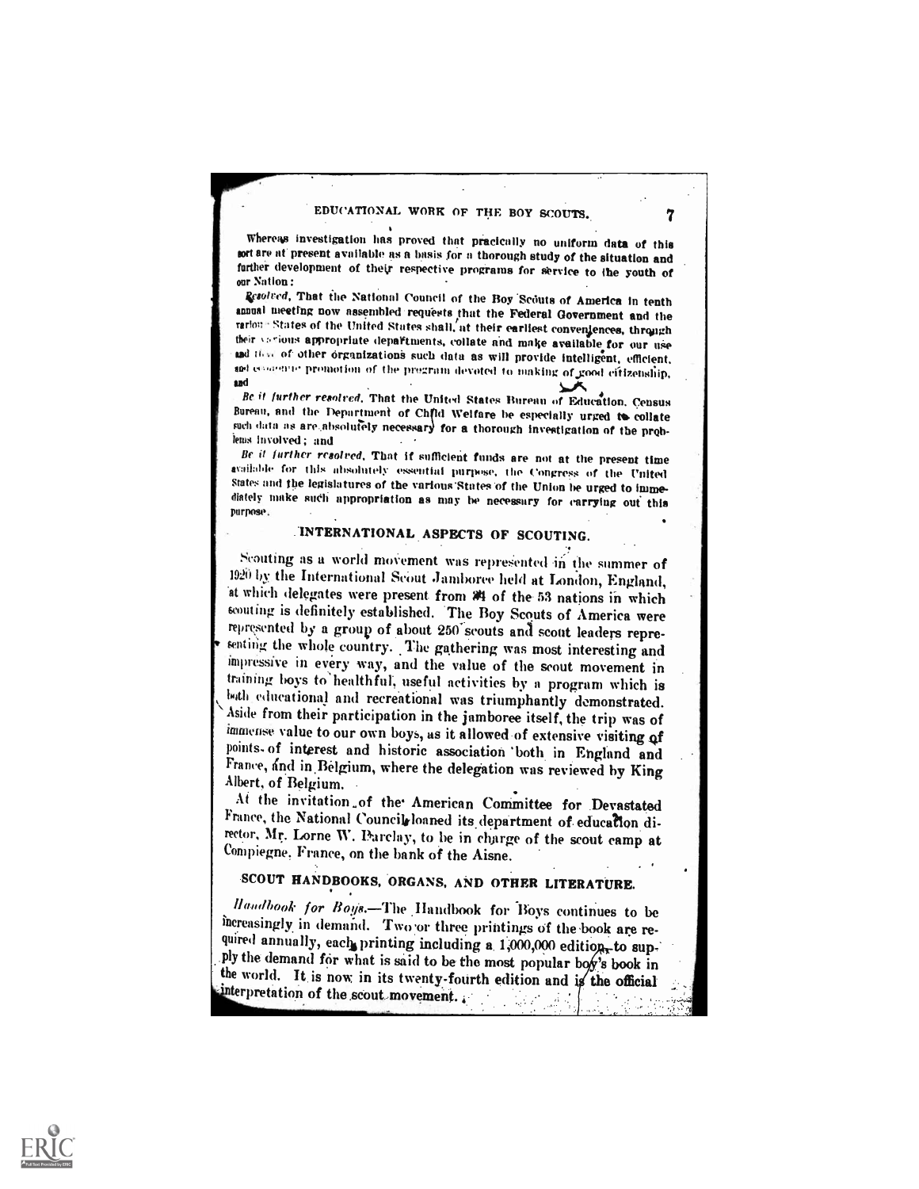Whereas investigation has proved that practically no uniform data of this sort are at present available as a basis for a thorough study of the situation and further development of their respective programs for service to the youth of our Nation:

*Resolved*, That the National Council of the Boy Scouts of America in tenth annual meeting now assembled requests that the Federal Government and the various States of the United States shall, at their earliest conveniences, through their various appropriate departments, collate and make available for our use and those of other organizations such data as will provide intelligent, efficient, and economic promotion of the program devoted to making of good citizenship, and

*Be it further resolved*, That the United States Bureau of Education, Census Bureau, and the Department of Child Welfare be especially urged to collate such data as are absolutely necessary for a thorough investigation of the problems involved; and

*Be it further resolved*, That if sufficient funds are not at the present time available for this absolutely essential purpose, the Congress of the United States and the legislatures of the various States of the Union be urged to immediately make such appropriation as may be necessary for carrying out this purpose.

## INTERNATIONAL ASPECTS OF SCOUTING.

Scouting as a world movement was represented in the summer of 1920 by the International Scout Jamboree held at London, England, at which delegates were present from 34 of the 53 nations in which scouting is definitely established. The Boy Scouts of America were represented by a group of about 250 scouts and scout leaders representing the whole country. The gathering was most interesting and impressive in every way, and the value of the scout movement in training boys to healthful, useful activities by a program which is both educational and recreational was triumphantly demonstrated. Aside from their participation in the jamboree itself, the trip was of immense value to our own boys, as it allowed of extensive visiting of points of interest and historic association both in England and France, and in Belgium, where the delegation was reviewed by King Albert, of Belgium.

At the invitation of the American Committee for Devastated France, the National Council loaned its department of education director, Mr. Lorne W. Barclay, to be in charge of the scout camp at Compiegne, France, on the bank of the Aisne.

## SCOUT HANDBOOKS, ORGANS, AND OTHER LITERATURE.

*Handbook for Boys.*—The Handbook for Boys continues to be increasingly in demand. Two or three printings of the book are required annually, each printing including a 1,000,000 edition, to supply the demand for what is said to be the most popular boy's book in the world. It is now in its twenty-fourth edition and is the official interpretation of the scout movement.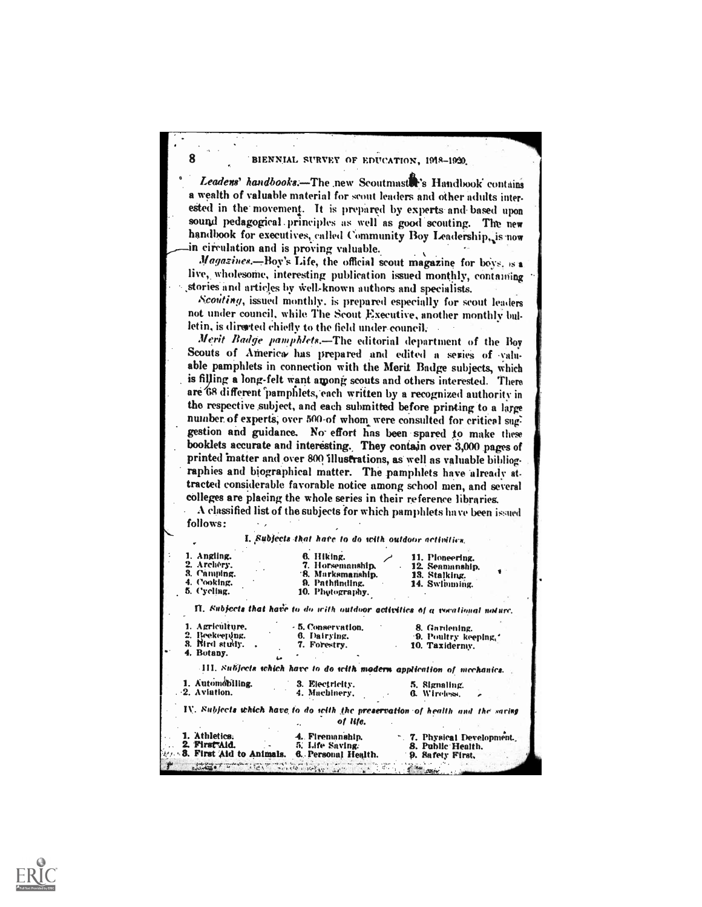*Leaders' handbooks.*—The new Scoutmaster's Handbook contains a wealth of valuable material for scout leaders and other adults interested in the movement. It is prepared by experts and based upon sound pedagogical principles as well as good scouting. The new handbook for executives, called Community Boy Leadership, is now in circulation and is proving valuable.

*Magazines.*—Boy's Life, the official scout magazine for boys, is a live, wholesome, interesting publication issued monthly, containing stories and articles by well-known authors and specialists.

*Scouting*, issued monthly, is prepared especially for scout leaders not under council, while The Scout Executive, another monthly bulletin, is directed chiefly to the field under council.

*Merit Badge pamphlets.*—The editorial department of the Boy Scouts of America has prepared and edited a series of valuable pamphlets in connection with the Merit Badge subjects, which is filling a long-felt want among scouts and others interested. There are 68 different pamphlets, each written by a recognized authority in the respective subject, and each submitted before printing to a large number of experts, over 500 of whom were consulted for critical suggestion and guidance. No effort has been spared to make these booklets accurate and interesting. They contain over 3,000 pages of printed matter and over 800 illustrations, as well as valuable bibliographies and biographical matter. The pamphlets have already attracted considerable favorable notice among school men, and several colleges are placing the whole series in their reference libraries.

A classified list of the subjects for which pamphlets have been issued follows:

*I. Subjects that have to do with outdoor activities.*

| | | |
|---|---|---|
| 1. Angling. | 6. Hiking. | 11. Pioneering. |
| 2. Archery. | 7. Horsemanship. | 12. Seamanship. |
| 3. Camping. | 8. Marksmanship. | 13. Stalking. |
| 4. Cooking. | 9. Pathfinding. | 14. Swimming. |
| 5. Cycling. | 10. Photography. | |

*II. Subjects that have to do with outdoor activities of a vocational nature.*

| | | |
|---|---|---|
| 1. Agriculture. | 5. Conservation. | 8. Gardening. |
| 2. Beekeeping. | 6. Dairying. | 9. Poultry keeping. |
| 3. Bird study. | 7. Forestry. | 10. Taxidermy. |
| 4. Botany. | | |

*III. Subjects which have to do with modern application of mechanics.*

| | | |
|---|---|---|
| 1. Automobiling. | 3. Electricity. | 5. Signaling. |
| 2. Aviation. | 4. Machinery. | 6. Wireless. |

*IV. Subjects which have to do with the preservation of health and the saving of life.*

| | | |
|---|---|---|
| 1. Athletics. | 4. Firemanship. | 7. Physical Development. |
| 2. First Aid. | 5. Life Saving. | 8. Public Health. |
| 3. First Aid to Animals. | 6. Personal Health. | 9. Safety First. |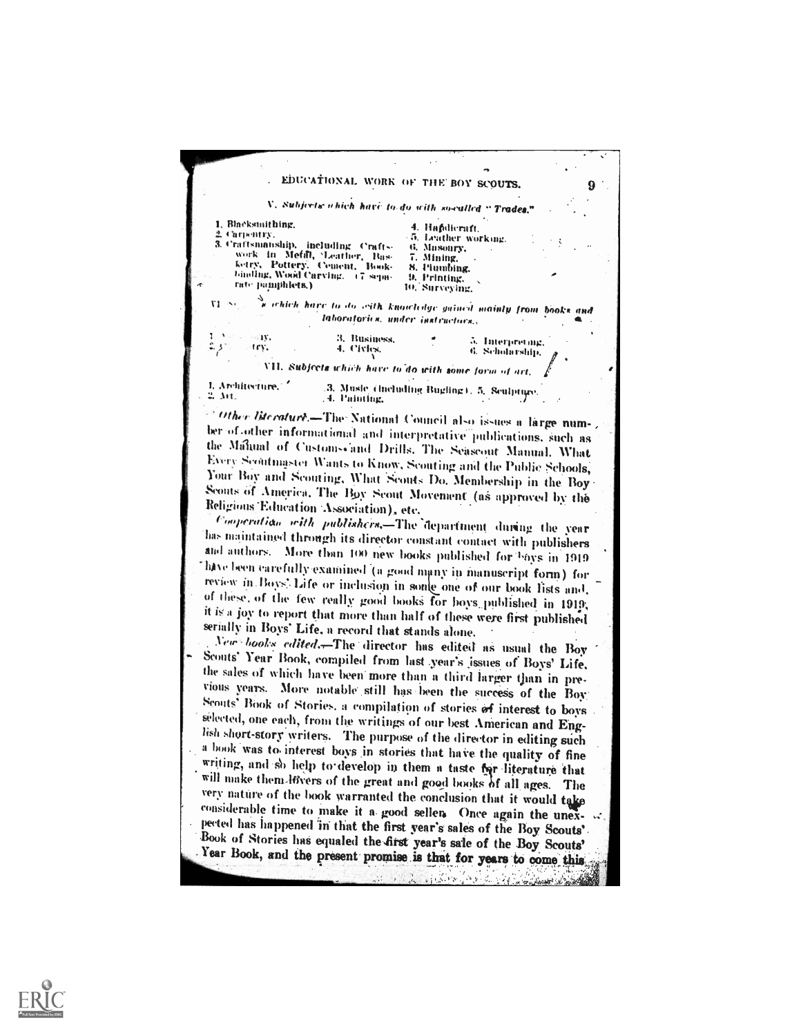V. *Subjects which have to do with so-called "Trades."*

1. Blacksmithing.
2. Carpentry.
3. Craftsmanship, including Craftswork in Metal, Leather, Basketry, Pottery, Cement, Bookbinding, Wood Carving. (7 separate pamphlets.)
4. Handicraft.
5. Leather working.
6. Masonry.
7. Mining.
8. Plumbing.
9. Printing.
10. Surveying.

VI. S... s which have to do with knowledge gained mainly from books and laboratories, under instructors.

1. ...ry.
2. ...try.
3. Business.
4. Civics.
5. Interpreting.
6. Scholarship.

VII. *Subjects which have to do with some form of art.*

1. Architecture.
2. Art.
3. Music (including Bugling).
4. Painting.
5. Sculpture.

*Other literature.*—The National Council also issues a large number of other informational and interpretative publications, such as the Manual of Customs and Drills, The Seascout Manual, What Every Scoutmaster Wants to Know, Scouting and the Public Schools, Your Boy and Scouting, What Scouts Do, Membership in the Boy Scouts of America, The Boy Scout Movement (as approved by the Religious Education Association), etc.

*Cooperation with publishers.*—The department during the year has maintained through its director constant contact with publishers and authors. More than 100 new books published for boys in 1919 have been carefully examined (a good many in manuscript form) for review in Boys' Life or inclusion in some one of our book lists and, of these, of the few really good books for boys published in 1919, it is a joy to report that more than half of these were first published serially in Boys' Life, a record that stands alone.

*New books edited.*—The director has edited as usual the Boy Scouts' Year Book, compiled from last year's issues of Boys' Life, the sales of which have been more than a third larger than in previous years. More notable still has been the success of the Boy Scouts' Book of Stories, a compilation of stories of interest to boys selected, one each, from the writings of our best American and English short-story writers. The purpose of the director in editing such a book was to interest boys in stories that have the quality of fine writing, and so help to develop in them a taste for literature that will make them lovers of the great and good books of all ages. The very nature of the book warranted the conclusion that it would take considerable time to make it a good seller. Once again the unexpected has happened in that the first year's sales of the Boy Scouts' Book of Stories has equaled the first year's sale of the Boy Scouts' Year Book, and the present promise is that for years to come this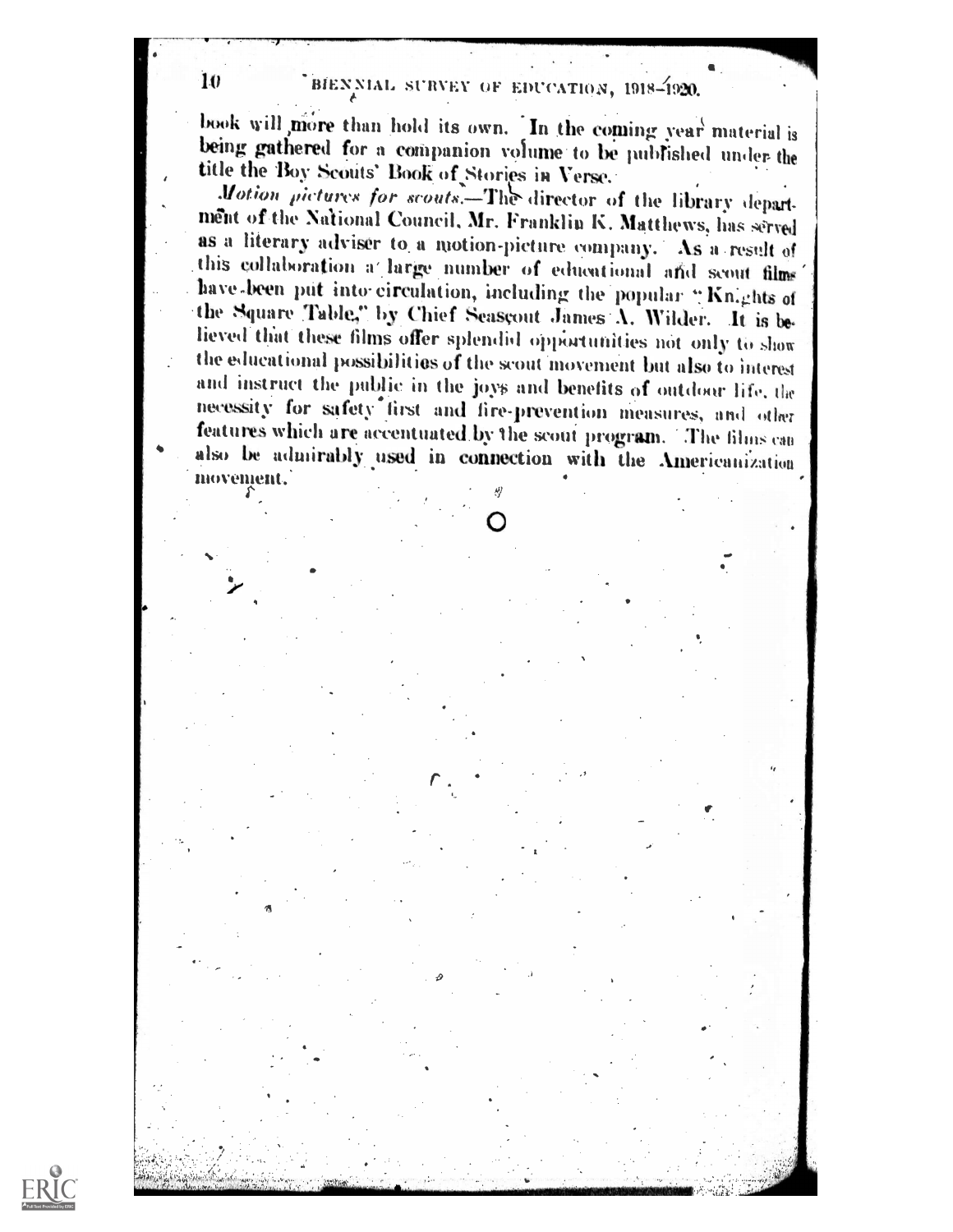book will more than hold its own. In the coming year material is being gathered for a companion volume to be published under the title the Boy Scouts' Book of Stories in Verse.

*Motion pictures for scouts.*—The director of the library department of the National Council, Mr. Franklin K. Matthews, has served as a literary adviser to a motion-picture company. As a result of this collaboration a large number of educational and scout films have been put into circulation, including the popular "Knights of the Square Table," by Chief Seascout James A. Wilder. It is believed that these films offer splendid opportunities not only to show the educational possibilities of the scout movement but also to interest and instruct the public in the joys and benefits of outdoor life, the necessity for safety first and fire-prevention measures, and other features which are accentuated by the scout program. The films can also be admirably used in connection with the Americanization movement.

O